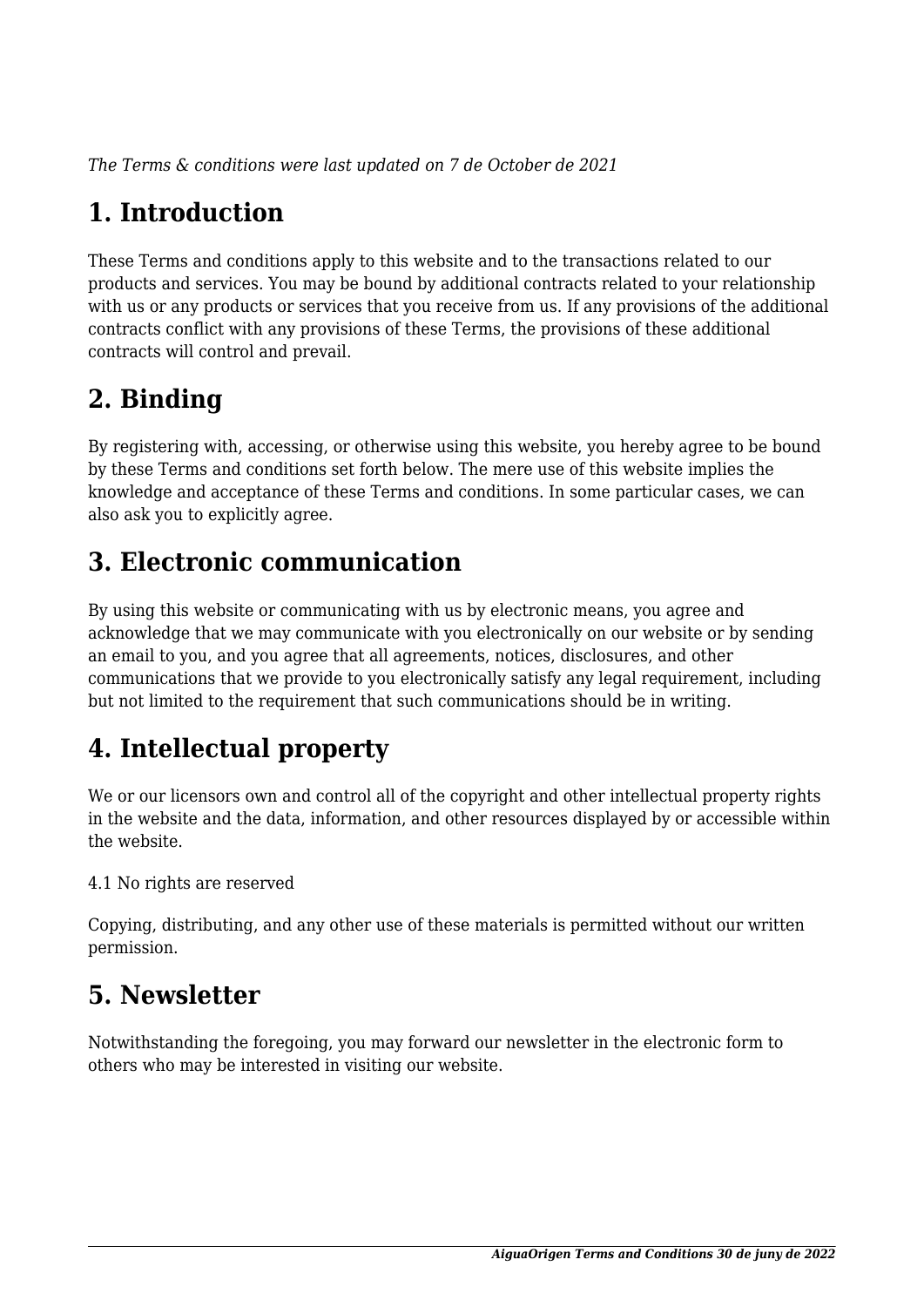*The Terms & conditions were last updated on 7 de October de 2021*

# 1. Introduction

These Terms and conditions apply to this website and to the transactions related to our products and services. You may be bound by additional contracts related to your relationship with us or any products or services that you receive from us. If any provisions of the additional contracts conflict with any provisions of these Terms, the provisions of these additional contracts will control and prevail.

# 2. Binding

By registering with, accessing, or otherwise using this website, you hereby agree to be bound by these Terms and conditions set forth below. The mere use of this website implies the knowledge and acceptance of these Terms and conditions. In some particular cases, we can also ask you to explicitly agree.

# 3. Electronic communication

By using this website or communicating with us by electronic means, you agree and acknowledge that we may communicate with you electronically on our website or by sending an email to you, and you agree that all agreements, notices, disclosures, and other communications that we provide to you electronically satisfy any legal requirement, including but not limited to the requirement that such communications should be in writing.

# 4. Intellectual property

We or our licensors own and control all of the copyright and other intellectual property rights in the website and the data, information, and other resources displayed by or accessible within the website.

4.1 No rights are reserved

Copying, distributing, and any other use of these materials is permitted without our written permission.

# 5. Newsletter

Notwithstanding the foregoing, you may forward our newsletter in the electronic form to others who may be interested in visiting our website.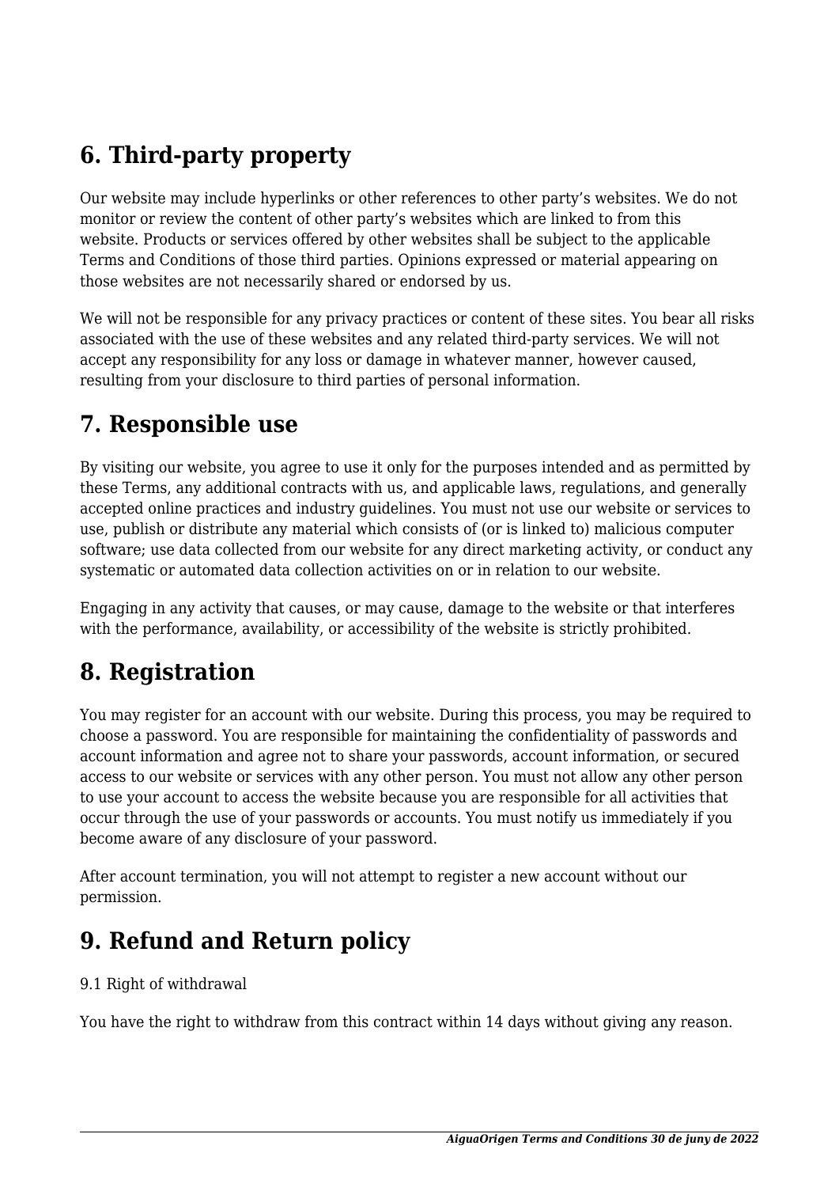## 6. Third-party property

Our website may include hyperlinks or other references to other party's websites. We do not monitor or review the content of other party's websites which are linked to from this website. Products or services offered by other websites shall be subject to the applicable Terms and Conditions of those third parties. Opinions expressed or material appearing on those websites are not necessarily shared or endorsed by us.

We will not be responsible for any privacy practices or content of these sites. You bear all risks associated with the use of these websites and any related third-party services. We will not accept any responsibility for any loss or damage in whatever manner, however caused, resulting from your disclosure to third parties of personal information.

## 7. Responsible use

By visiting our website, you agree to use it only for the purposes intended and as permitted by these Terms, any additional contracts with us, and applicable laws, regulations, and generally accepted online practices and industry guidelines. You must not use our website or services to use, publish or distribute any material which consists of (or is linked to) malicious computer software; use data collected from our website for any direct marketing activity, or conduct any systematic or automated data collection activities on or in relation to our website.

Engaging in any activity that causes, or may cause, damage to the website or that interferes with the performance, availability, or accessibility of the website is strictly prohibited.

## 8. Registration

You may register for an account with our website. During this process, you may be required to choose a password. You are responsible for maintaining the confidentiality of passwords and account information and agree not to share your passwords, account information, or secured access to our website or services with any other person. You must not allow any other person to use your account to access the website because you are responsible for all activities that occur through the use of your passwords or accounts. You must notify us immediately if you become aware of any disclosure of your password.

After account termination, you will not attempt to register a new account without our permission.

## 9. Refund and Return policy

9.1 Right of withdrawal

You have the right to withdraw from this contract within 14 days without giving any reason.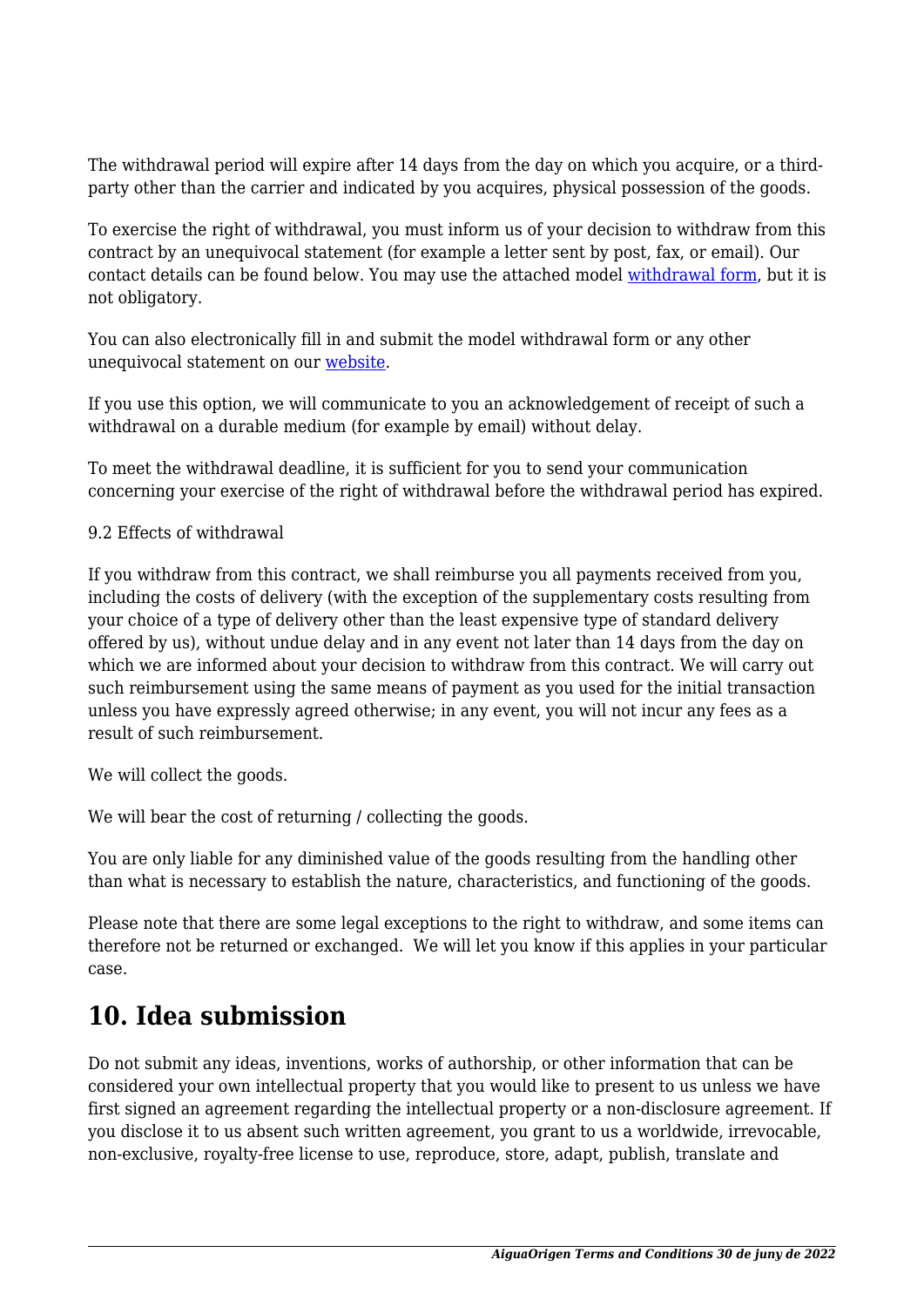The withdrawal period will expire after 14 days from the day on which you acquire, or a third-party other than the carrier and indicated by you acquires, physical possession of the goods.

To exercise the right of withdrawal, you must inform us of your decision to withdraw from this contract by an unequivocal statement (for example a letter sent by post, fax, or email). Our contact details can be found below. You may use the attached model withdrawal form, but it is not obligatory.

You can also electronically fill in and submit the model withdrawal form or any other unequivocal statement on our website.

If you use this option, we will communicate to you an acknowledgement of receipt of such a withdrawal on a durable medium (for example by email) without delay.

To meet the withdrawal deadline, it is sufficient for you to send your communication concerning your exercise of the right of withdrawal before the withdrawal period has expired.

9.2 Effects of withdrawal

If you withdraw from this contract, we shall reimburse you all payments received from you, including the costs of delivery (with the exception of the supplementary costs resulting from your choice of a type of delivery other than the least expensive type of standard delivery offered by us), without undue delay and in any event not later than 14 days from the day on which we are informed about your decision to withdraw from this contract. We will carry out such reimbursement using the same means of payment as you used for the initial transaction unless you have expressly agreed otherwise; in any event, you will not incur any fees as a result of such reimbursement.

We will collect the goods.

We will bear the cost of returning / collecting the goods.

You are only liable for any diminished value of the goods resulting from the handling other than what is necessary to establish the nature, characteristics, and functioning of the goods.

Please note that there are some legal exceptions to the right to withdraw, and some items can therefore not be returned or exchanged. We will let you know if this applies in your particular case.

## 10. Idea submission

Do not submit any ideas, inventions, works of authorship, or other information that can be considered your own intellectual property that you would like to present to us unless we have first signed an agreement regarding the intellectual property or a non-disclosure agreement. If you disclose it to us absent such written agreement, you grant to us a worldwide, irrevocable, non-exclusive, royalty-free license to use, reproduce, store, adapt, publish, translate and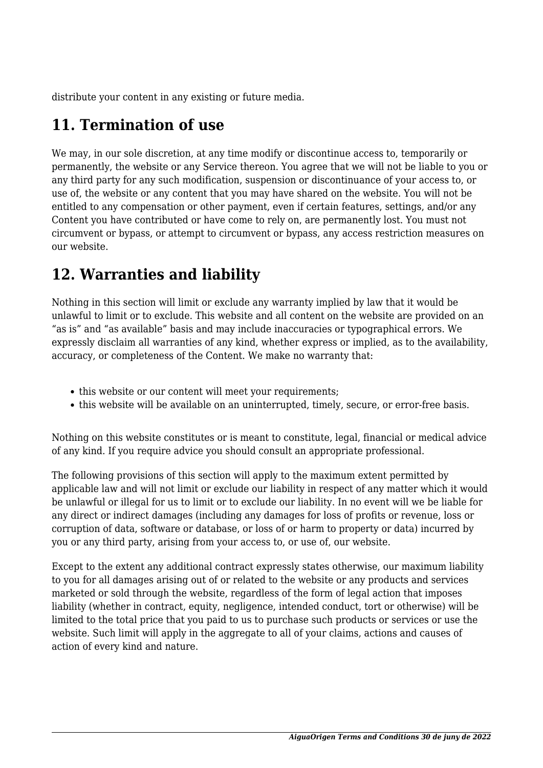distribute your content in any existing or future media.

## 11. Termination of use

We may, in our sole discretion, at any time modify or discontinue access to, temporarily or permanently, the website or any Service thereon. You agree that we will not be liable to you or any third party for any such modification, suspension or discontinuance of your access to, or use of, the website or any content that you may have shared on the website. You will not be entitled to any compensation or other payment, even if certain features, settings, and/or any Content you have contributed or have come to rely on, are permanently lost. You must not circumvent or bypass, or attempt to circumvent or bypass, any access restriction measures on our website.

## 12. Warranties and liability

Nothing in this section will limit or exclude any warranty implied by law that it would be unlawful to limit or to exclude. This website and all content on the website are provided on an "as is" and "as available" basis and may include inaccuracies or typographical errors. We expressly disclaim all warranties of any kind, whether express or implied, as to the availability, accuracy, or completeness of the Content. We make no warranty that:

- this website or our content will meet your requirements;
- this website will be available on an uninterrupted, timely, secure, or error-free basis.

Nothing on this website constitutes or is meant to constitute, legal, financial or medical advice of any kind. If you require advice you should consult an appropriate professional.

The following provisions of this section will apply to the maximum extent permitted by applicable law and will not limit or exclude our liability in respect of any matter which it would be unlawful or illegal for us to limit or to exclude our liability. In no event will we be liable for any direct or indirect damages (including any damages for loss of profits or revenue, loss or corruption of data, software or database, or loss of or harm to property or data) incurred by you or any third party, arising from your access to, or use of, our website.

Except to the extent any additional contract expressly states otherwise, our maximum liability to you for all damages arising out of or related to the website or any products and services marketed or sold through the website, regardless of the form of legal action that imposes liability (whether in contract, equity, negligence, intended conduct, tort or otherwise) will be limited to the total price that you paid to us to purchase such products or services or use the website. Such limit will apply in the aggregate to all of your claims, actions and causes of action of every kind and nature.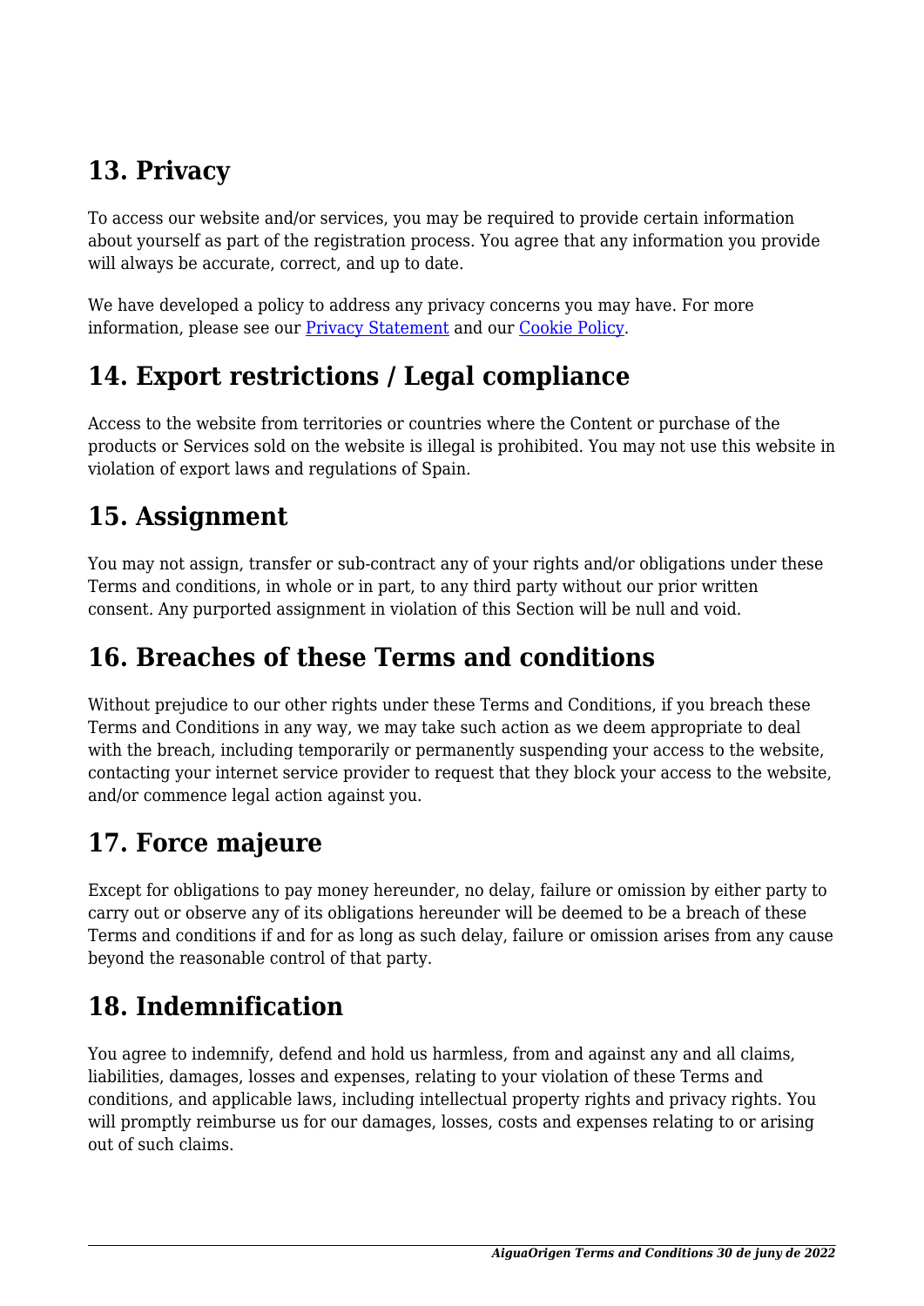## 13. Privacy

To access our website and/or services, you may be required to provide certain information about yourself as part of the registration process. You agree that any information you provide will always be accurate, correct, and up to date.

We have developed a policy to address any privacy concerns you may have. For more information, please see our [Privacy Statement]() and our [Cookie Policy]().

## 14. Export restrictions / Legal compliance

Access to the website from territories or countries where the Content or purchase of the products or Services sold on the website is illegal is prohibited. You may not use this website in violation of export laws and regulations of Spain.

## 15. Assignment

You may not assign, transfer or sub-contract any of your rights and/or obligations under these Terms and conditions, in whole or in part, to any third party without our prior written consent. Any purported assignment in violation of this Section will be null and void.

## 16. Breaches of these Terms and conditions

Without prejudice to our other rights under these Terms and Conditions, if you breach these Terms and Conditions in any way, we may take such action as we deem appropriate to deal with the breach, including temporarily or permanently suspending your access to the website, contacting your internet service provider to request that they block your access to the website, and/or commence legal action against you.

## 17. Force majeure

Except for obligations to pay money hereunder, no delay, failure or omission by either party to carry out or observe any of its obligations hereunder will be deemed to be a breach of these Terms and conditions if and for as long as such delay, failure or omission arises from any cause beyond the reasonable control of that party.

## 18. Indemnification

You agree to indemnify, defend and hold us harmless, from and against any and all claims, liabilities, damages, losses and expenses, relating to your violation of these Terms and conditions, and applicable laws, including intellectual property rights and privacy rights. You will promptly reimburse us for our damages, losses, costs and expenses relating to or arising out of such claims.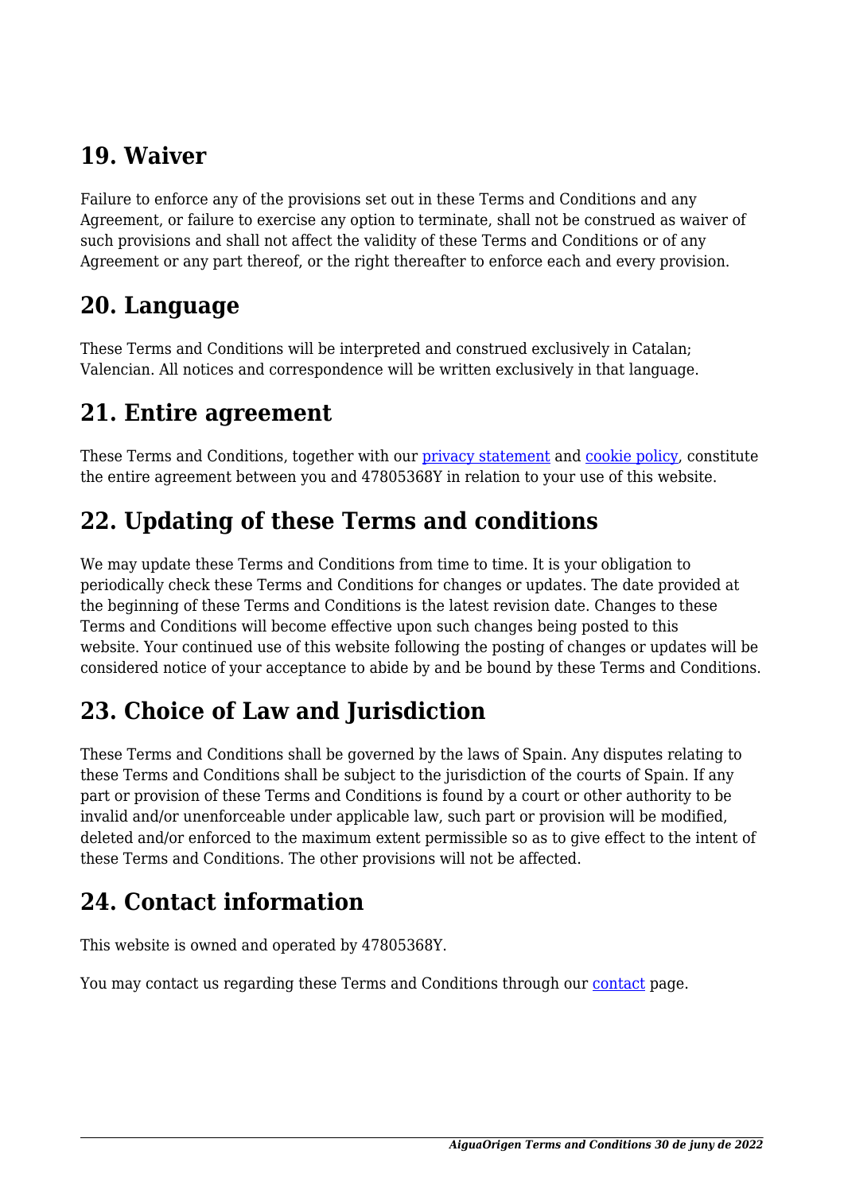## 19. Waiver

Failure to enforce any of the provisions set out in these Terms and Conditions and any Agreement, or failure to exercise any option to terminate, shall not be construed as waiver of such provisions and shall not affect the validity of these Terms and Conditions or of any Agreement or any part thereof, or the right thereafter to enforce each and every provision.

## 20. Language

These Terms and Conditions will be interpreted and construed exclusively in Catalan; Valencian. All notices and correspondence will be written exclusively in that language.

## 21. Entire agreement

These Terms and Conditions, together with our privacy statement and cookie policy, constitute the entire agreement between you and 47805368Y in relation to your use of this website.

## 22. Updating of these Terms and conditions

We may update these Terms and Conditions from time to time. It is your obligation to periodically check these Terms and Conditions for changes or updates. The date provided at the beginning of these Terms and Conditions is the latest revision date. Changes to these Terms and Conditions will become effective upon such changes being posted to this website. Your continued use of this website following the posting of changes or updates will be considered notice of your acceptance to abide by and be bound by these Terms and Conditions.

## 23. Choice of Law and Jurisdiction

These Terms and Conditions shall be governed by the laws of Spain. Any disputes relating to these Terms and Conditions shall be subject to the jurisdiction of the courts of Spain. If any part or provision of these Terms and Conditions is found by a court or other authority to be invalid and/or unenforceable under applicable law, such part or provision will be modified, deleted and/or enforced to the maximum extent permissible so as to give effect to the intent of these Terms and Conditions. The other provisions will not be affected.

## 24. Contact information

This website is owned and operated by 47805368Y.

You may contact us regarding these Terms and Conditions through our contact page.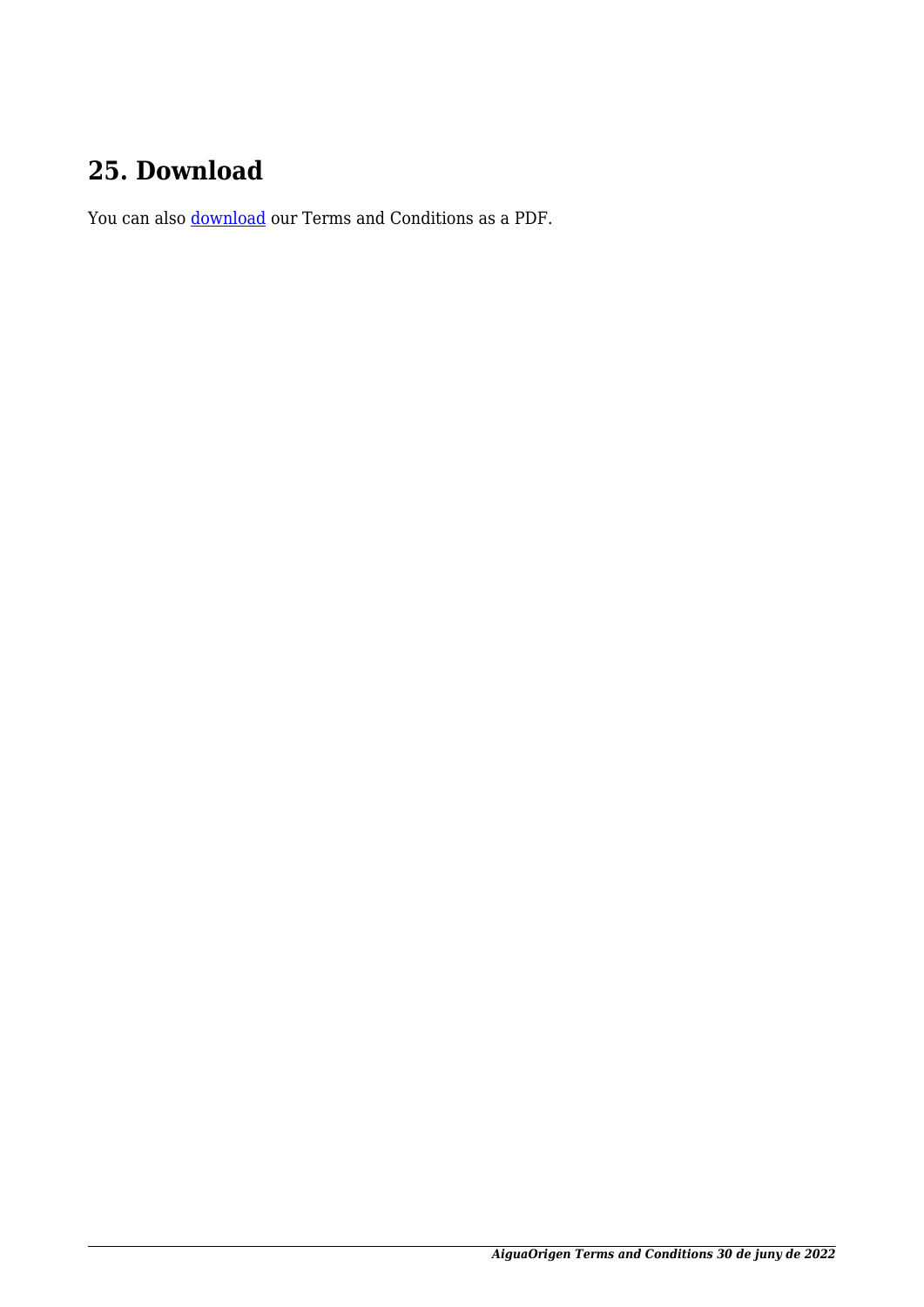## 25. Download

You can also download our Terms and Conditions as a PDF.